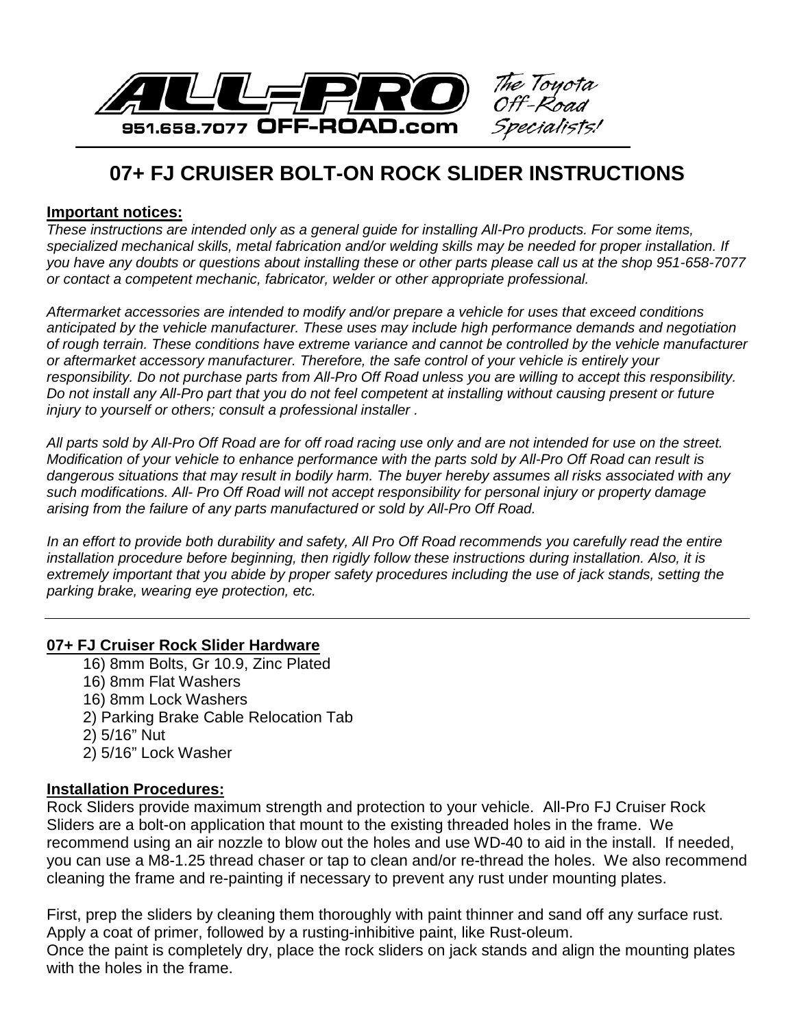ALL-PRO 951.658.7077 OFF-ROAD.com — The Toyota Off-Road Specialists!

# 07+ FJ CRUISER BOLT-ON ROCK SLIDER INSTRUCTIONS

**Important notices:**

*These instructions are intended only as a general guide for installing All-Pro products. For some items, specialized mechanical skills, metal fabrication and/or welding skills may be needed for proper installation. If you have any doubts or questions about installing these or other parts please call us at the shop 951-658-7077 or contact a competent mechanic, fabricator, welder or other appropriate professional.*

*Aftermarket accessories are intended to modify and/or prepare a vehicle for uses that exceed conditions anticipated by the vehicle manufacturer. These uses may include high performance demands and negotiation of rough terrain. These conditions have extreme variance and cannot be controlled by the vehicle manufacturer or aftermarket accessory manufacturer. Therefore, the safe control of your vehicle is entirely your responsibility. Do not purchase parts from All-Pro Off Road unless you are willing to accept this responsibility. Do not install any All-Pro part that you do not feel competent at installing without causing present or future injury to yourself or others; consult a professional installer .*

*All parts sold by All-Pro Off Road are for off road racing use only and are not intended for use on the street. Modification of your vehicle to enhance performance with the parts sold by All-Pro Off Road can result is dangerous situations that may result in bodily harm. The buyer hereby assumes all risks associated with any such modifications. All- Pro Off Road will not accept responsibility for personal injury or property damage arising from the failure of any parts manufactured or sold by All-Pro Off Road.*

*In an effort to provide both durability and safety, All Pro Off Road recommends you carefully read the entire installation procedure before beginning, then rigidly follow these instructions during installation. Also, it is extremely important that you abide by proper safety procedures including the use of jack stands, setting the parking brake, wearing eye protection, etc.*

---

**07+ FJ Cruiser Rock Slider Hardware**

16) 8mm Bolts, Gr 10.9, Zinc Plated
16) 8mm Flat Washers
16) 8mm Lock Washers
2) Parking Brake Cable Relocation Tab
2) 5/16" Nut
2) 5/16" Lock Washer

**Installation Procedures:**

Rock Sliders provide maximum strength and protection to your vehicle. All-Pro FJ Cruiser Rock Sliders are a bolt-on application that mount to the existing threaded holes in the frame. We recommend using an air nozzle to blow out the holes and use WD-40 to aid in the install. If needed, you can use a M8-1.25 thread chaser or tap to clean and/or re-thread the holes. We also recommend cleaning the frame and re-painting if necessary to prevent any rust under mounting plates.

First, prep the sliders by cleaning them thoroughly with paint thinner and sand off any surface rust. Apply a coat of primer, followed by a rusting-inhibitive paint, like Rust-oleum.
Once the paint is completely dry, place the rock sliders on jack stands and align the mounting plates with the holes in the frame.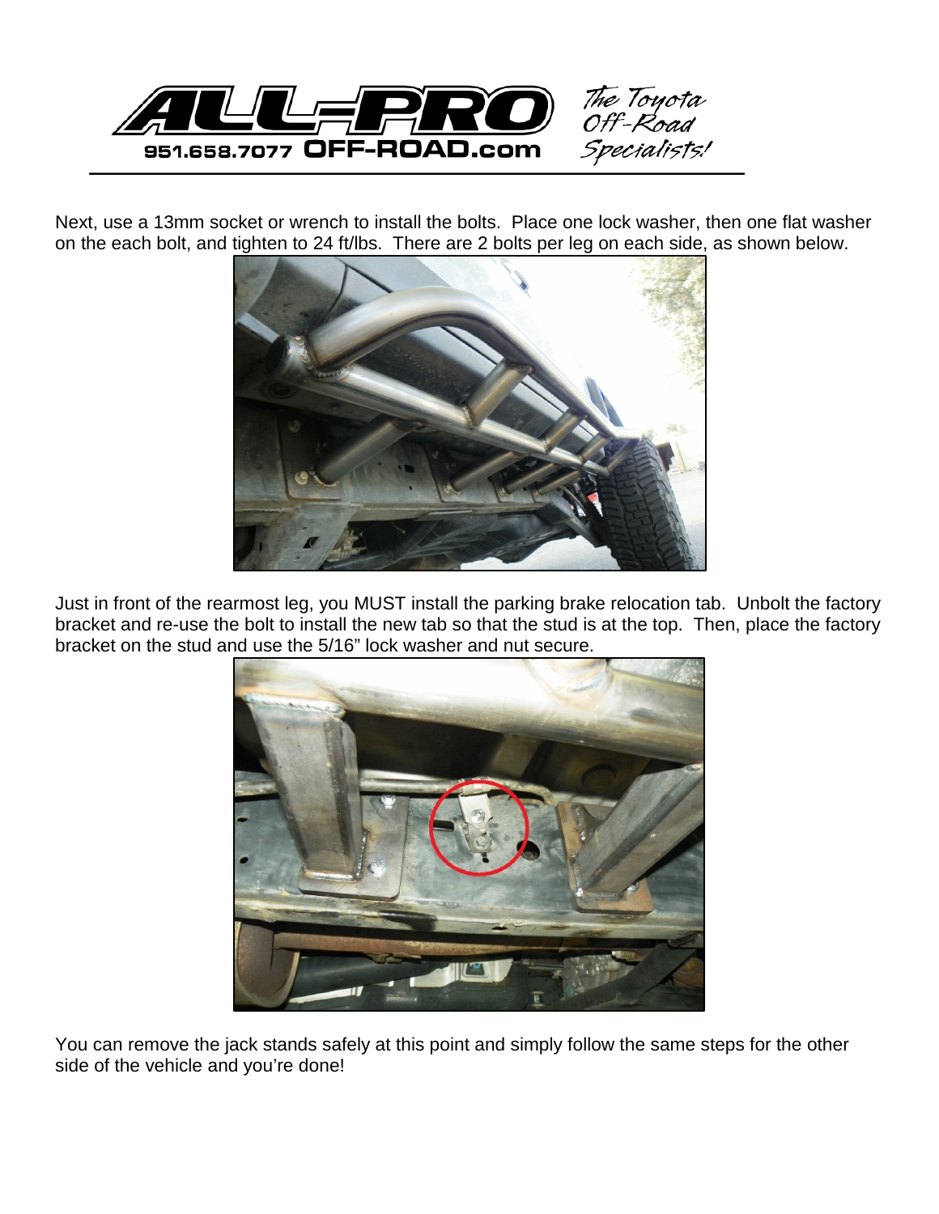Next, use a 13mm socket or wrench to install the bolts. Place one lock washer, then one flat washer on the each bolt, and tighten to 24 ft/lbs. There are 2 bolts per leg on each side, as shown below.

Just in front of the rearmost leg, you MUST install the parking brake relocation tab. Unbolt the factory bracket and re-use the bolt to install the new tab so that the stud is at the top. Then, place the factory bracket on the stud and use the 5/16" lock washer and nut secure.

You can remove the jack stands safely at this point and simply follow the same steps for the other side of the vehicle and you're done!